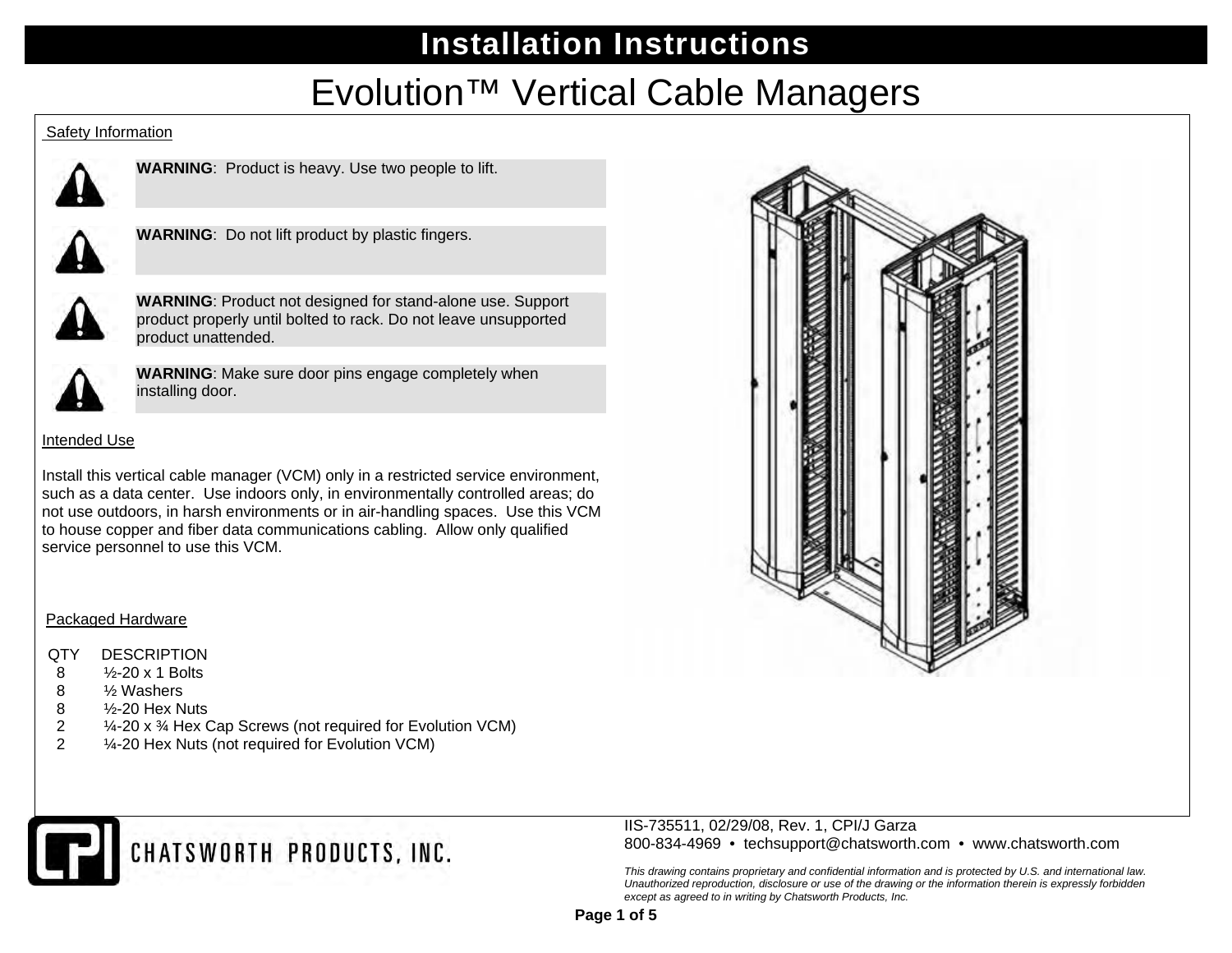# Installation Instructions

# Evolution™ Vertical Cable Managers

## Safety Information

**WARNING**: Product is heavy. Use two people to lift.

**WARNING**: Do not lift product by plastic fingers.

**WARNING**: Product not designed for stand-alone use. Support product properly until bolted to rack. Do not leave unsupported product unattended.

**WARNING**: Make sure door pins engage completely when installing door.

## Intended Use

Install this vertical cable manager (VCM) only in a restricted service environment, such as a data center. Use indoors only, in environmentally controlled areas; do not use outdoors, in harsh environments or in air-handling spaces. Use this VCM to house copper and fiber data communications cabling. Allow only qualified service personnel to use this VCM.

## Packaged Hardware

| QTY | DESCRIPTION |
|---|---|
| 8 | ½-20 x 1 Bolts |
| 8 | ½ Washers |
| 8 | ½-20 Hex Nuts |
| 2 | ¼-20 x ¾ Hex Cap Screws (not required for Evolution VCM) |
| 2 | ¼-20 Hex Nuts (not required for Evolution VCM) |

CHATSWORTH PRODUCTS, INC.

IIS-735511, 02/29/08, Rev. 1, CPI/J Garza
800-834-4969 • techsupport@chatsworth.com • www.chatsworth.com

*This drawing contains proprietary and confidential information and is protected by U.S. and international law. Unauthorized reproduction, disclosure or use of the drawing or the information therein is expressly forbidden except as agreed to in writing by Chatsworth Products, Inc.*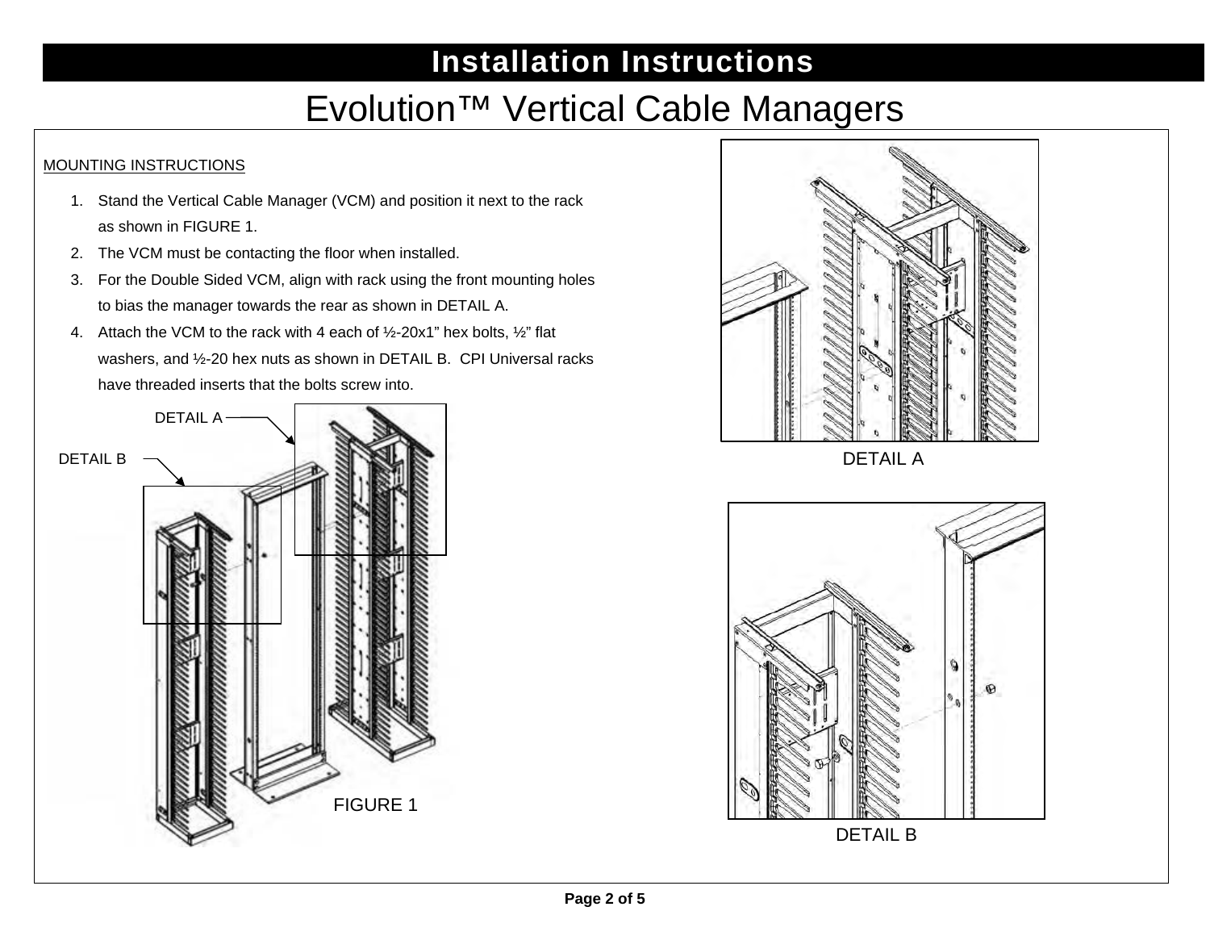# Installation Instructions

# Evolution™ Vertical Cable Managers

MOUNTING INSTRUCTIONS

1. Stand the Vertical Cable Manager (VCM) and position it next to the rack as shown in FIGURE 1.
2. The VCM must be contacting the floor when installed.
3. For the Double Sided VCM, align with rack using the front mounting holes to bias the manager towards the rear as shown in DETAIL A.
4. Attach the VCM to the rack with 4 each of ½-20x1" hex bolts, ½" flat washers, and ½-20 hex nuts as shown in DETAIL B. CPI Universal racks have threaded inserts that the bolts screw into.

DETAIL A

DETAIL B

FIGURE 1

DETAIL A

DETAIL B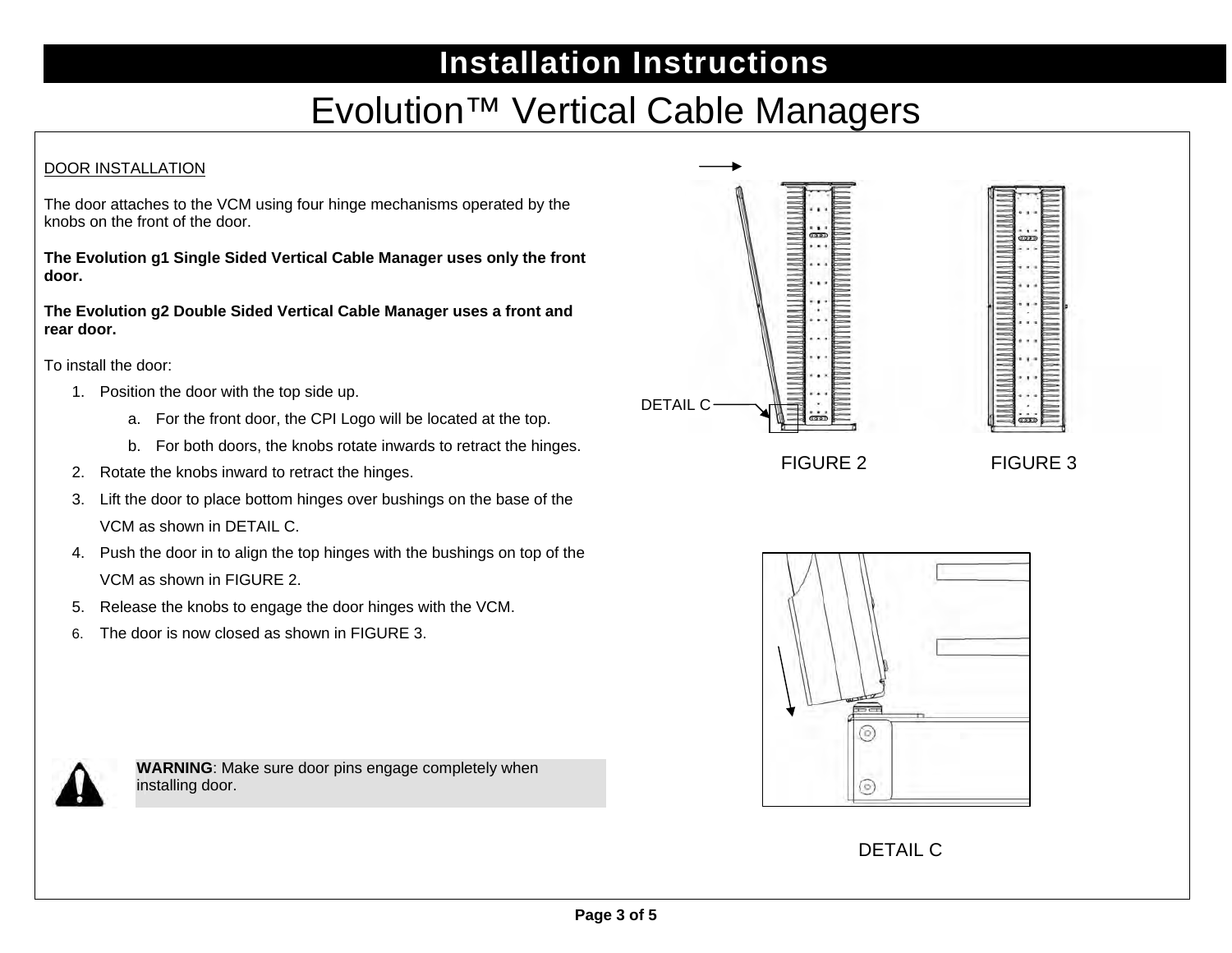# Installation Instructions

# Evolution™ Vertical Cable Managers

DOOR INSTALLATION

The door attaches to the VCM using four hinge mechanisms operated by the knobs on the front of the door.

**The Evolution g1 Single Sided Vertical Cable Manager uses only the front door.**

**The Evolution g2 Double Sided Vertical Cable Manager uses a front and rear door.**

To install the door:

1. Position the door with the top side up.
   a. For the front door, the CPI Logo will be located at the top.
   b. For both doors, the knobs rotate inwards to retract the hinges.
2. Rotate the knobs inward to retract the hinges.
3. Lift the door to place bottom hinges over bushings on the base of the VCM as shown in DETAIL C.
4. Push the door in to align the top hinges with the bushings on top of the VCM as shown in FIGURE 2.
5. Release the knobs to engage the door hinges with the VCM.
6. The door is now closed as shown in FIGURE 3.

**WARNING**: Make sure door pins engage completely when installing door.

DETAIL C

FIGURE 2

FIGURE 3

DETAIL C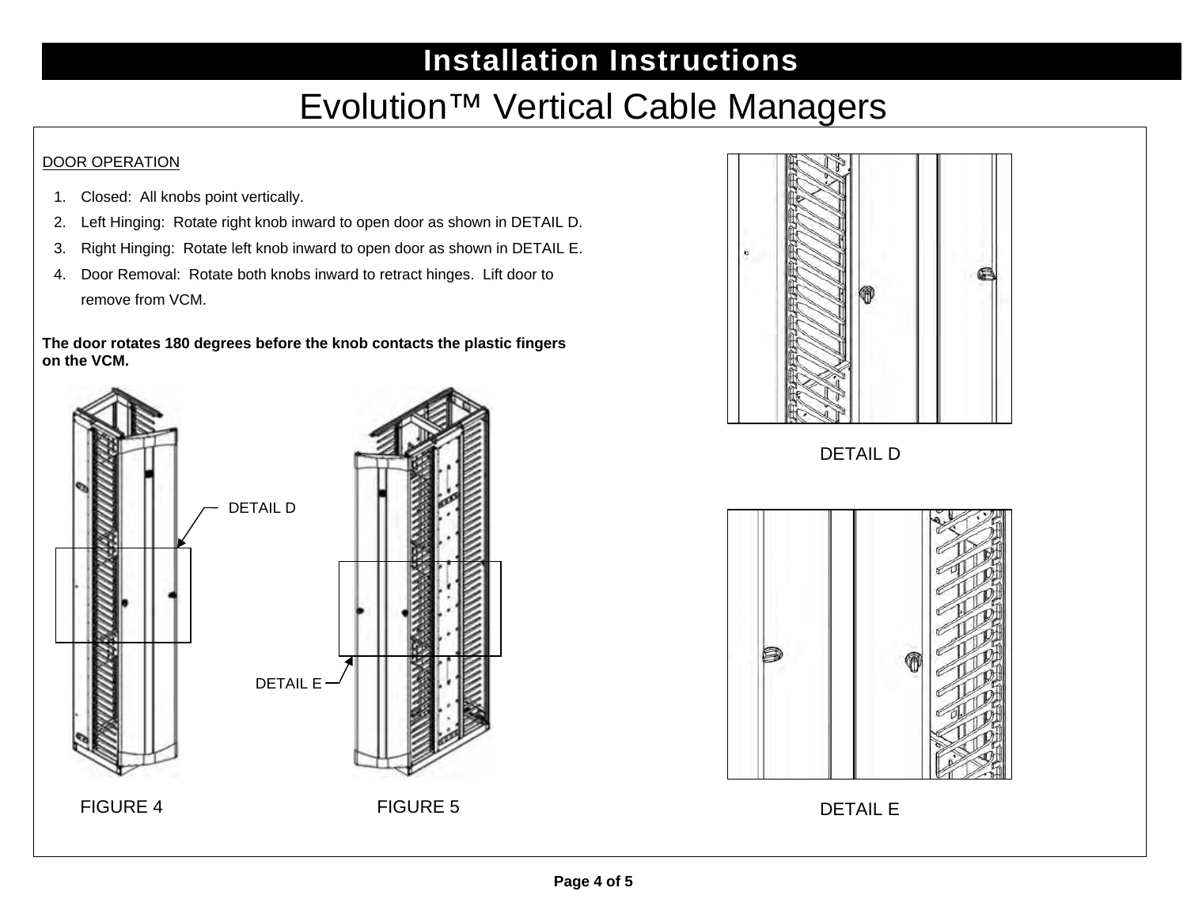# Installation Instructions

## Evolution™ Vertical Cable Managers

DOOR OPERATION

1. Closed: All knobs point vertically.
2. Left Hinging: Rotate right knob inward to open door as shown in DETAIL D.
3. Right Hinging: Rotate left knob inward to open door as shown in DETAIL E.
4. Door Removal: Rotate both knobs inward to retract hinges. Lift door to remove from VCM.

**The door rotates 180 degrees before the knob contacts the plastic fingers on the VCM.**

DETAIL D

DETAIL E

FIGURE 4

FIGURE 5

DETAIL D

DETAIL E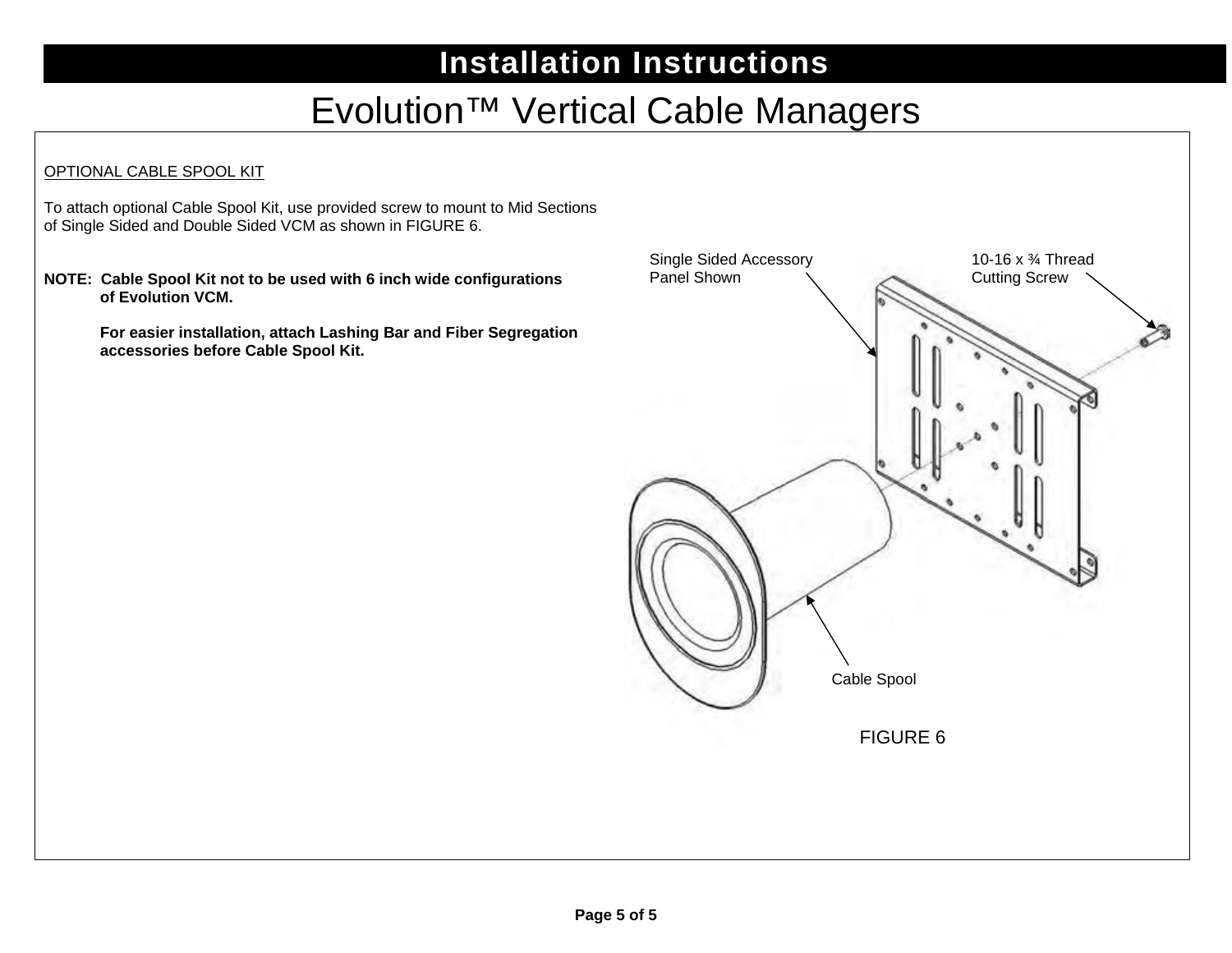# Installation Instructions

# Evolution™ Vertical Cable Managers

OPTIONAL CABLE SPOOL KIT

To attach optional Cable Spool Kit, use provided screw to mount to Mid Sections of Single Sided and Double Sided VCM as shown in FIGURE 6.

**NOTE: Cable Spool Kit not to be used with 6 inch wide configurations of Evolution VCM.**

**For easier installation, attach Lashing Bar and Fiber Segregation accessories before Cable Spool Kit.**

Single Sided Accessory Panel Shown

10-16 x ¾ Thread Cutting Screw

Cable Spool

FIGURE 6